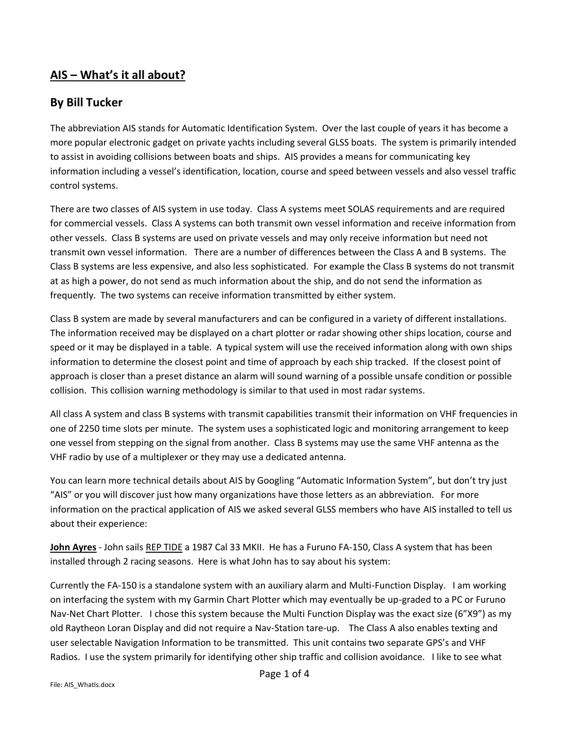# AIS – What's it all about?

## By Bill Tucker

The abbreviation AIS stands for Automatic Identification System. Over the last couple of years it has become a more popular electronic gadget on private yachts including several GLSS boats. The system is primarily intended to assist in avoiding collisions between boats and ships. AIS provides a means for communicating key information including a vessel's identification, location, course and speed between vessels and also vessel traffic control systems.

There are two classes of AIS system in use today. Class A systems meet SOLAS requirements and are required for commercial vessels. Class A systems can both transmit own vessel information and receive information from other vessels. Class B systems are used on private vessels and may only receive information but need not transmit own vessel information. There are a number of differences between the Class A and B systems. The Class B systems are less expensive, and also less sophisticated. For example the Class B systems do not transmit at as high a power, do not send as much information about the ship, and do not send the information as frequently. The two systems can receive information transmitted by either system.

Class B system are made by several manufacturers and can be configured in a variety of different installations. The information received may be displayed on a chart plotter or radar showing other ships location, course and speed or it may be displayed in a table. A typical system will use the received information along with own ships information to determine the closest point and time of approach by each ship tracked. If the closest point of approach is closer than a preset distance an alarm will sound warning of a possible unsafe condition or possible collision. This collision warning methodology is similar to that used in most radar systems.

All class A system and class B systems with transmit capabilities transmit their information on VHF frequencies in one of 2250 time slots per minute. The system uses a sophisticated logic and monitoring arrangement to keep one vessel from stepping on the signal from another. Class B systems may use the same VHF antenna as the VHF radio by use of a multiplexer or they may use a dedicated antenna.

You can learn more technical details about AIS by Googling "Automatic Information System", but don't try just "AIS" or you will discover just how many organizations have those letters as an abbreviation. For more information on the practical application of AIS we asked several GLSS members who have AIS installed to tell us about their experience:

<u>**John Ayres**</u> - John sails <u>REP TIDE</u> a 1987 Cal 33 MKII. He has a Furuno FA-150, Class A system that has been installed through 2 racing seasons. Here is what John has to say about his system:

Currently the FA-150 is a standalone system with an auxiliary alarm and Multi-Function Display. I am working on interfacing the system with my Garmin Chart Plotter which may eventually be up-graded to a PC or Furuno Nav-Net Chart Plotter. I chose this system because the Multi Function Display was the exact size (6"X9") as my old Raytheon Loran Display and did not require a Nav-Station tare-up. The Class A also enables texting and user selectable Navigation Information to be transmitted. This unit contains two separate GPS's and VHF Radios. I use the system primarily for identifying other ship traffic and collision avoidance. I like to see what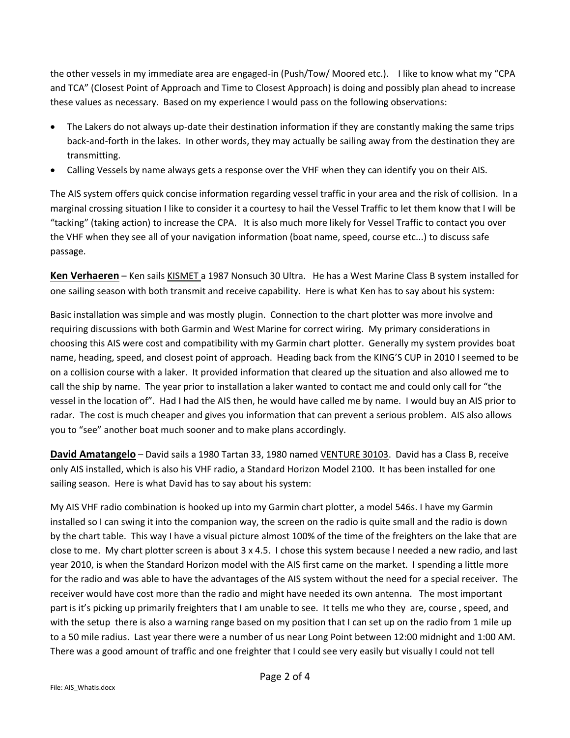the other vessels in my immediate area are engaged-in (Push/Tow/ Moored etc.). I like to know what my "CPA and TCA" (Closest Point of Approach and Time to Closest Approach) is doing and possibly plan ahead to increase these values as necessary. Based on my experience I would pass on the following observations:

- The Lakers do not always up-date their destination information if they are constantly making the same trips back-and-forth in the lakes. In other words, they may actually be sailing away from the destination they are transmitting.
- Calling Vessels by name always gets a response over the VHF when they can identify you on their AIS.

The AIS system offers quick concise information regarding vessel traffic in your area and the risk of collision. In a marginal crossing situation I like to consider it a courtesy to hail the Vessel Traffic to let them know that I will be "tacking" (taking action) to increase the CPA. It is also much more likely for Vessel Traffic to contact you over the VHF when they see all of your navigation information (boat name, speed, course etc...) to discuss safe passage.

**Ken Verhaeren** – Ken sails KISMET a 1987 Nonsuch 30 Ultra. He has a West Marine Class B system installed for one sailing season with both transmit and receive capability. Here is what Ken has to say about his system:

Basic installation was simple and was mostly plugin. Connection to the chart plotter was more involve and requiring discussions with both Garmin and West Marine for correct wiring. My primary considerations in choosing this AIS were cost and compatibility with my Garmin chart plotter. Generally my system provides boat name, heading, speed, and closest point of approach. Heading back from the KING'S CUP in 2010 I seemed to be on a collision course with a laker. It provided information that cleared up the situation and also allowed me to call the ship by name. The year prior to installation a laker wanted to contact me and could only call for "the vessel in the location of". Had I had the AIS then, he would have called me by name. I would buy an AIS prior to radar. The cost is much cheaper and gives you information that can prevent a serious problem. AIS also allows you to "see" another boat much sooner and to make plans accordingly.

**David Amatangelo** – David sails a 1980 Tartan 33, 1980 named VENTURE 30103. David has a Class B, receive only AIS installed, which is also his VHF radio, a Standard Horizon Model 2100. It has been installed for one sailing season. Here is what David has to say about his system:

My AIS VHF radio combination is hooked up into my Garmin chart plotter, a model 546s. I have my Garmin installed so I can swing it into the companion way, the screen on the radio is quite small and the radio is down by the chart table. This way I have a visual picture almost 100% of the time of the freighters on the lake that are close to me. My chart plotter screen is about 3 x 4.5. I chose this system because I needed a new radio, and last year 2010, is when the Standard Horizon model with the AIS first came on the market. I spending a little more for the radio and was able to have the advantages of the AIS system without the need for a special receiver. The receiver would have cost more than the radio and might have needed its own antenna. The most important part is it's picking up primarily freighters that I am unable to see. It tells me who they are, course , speed, and with the setup there is also a warning range based on my position that I can set up on the radio from 1 mile up to a 50 mile radius. Last year there were a number of us near Long Point between 12:00 midnight and 1:00 AM. There was a good amount of traffic and one freighter that I could see very easily but visually I could not tell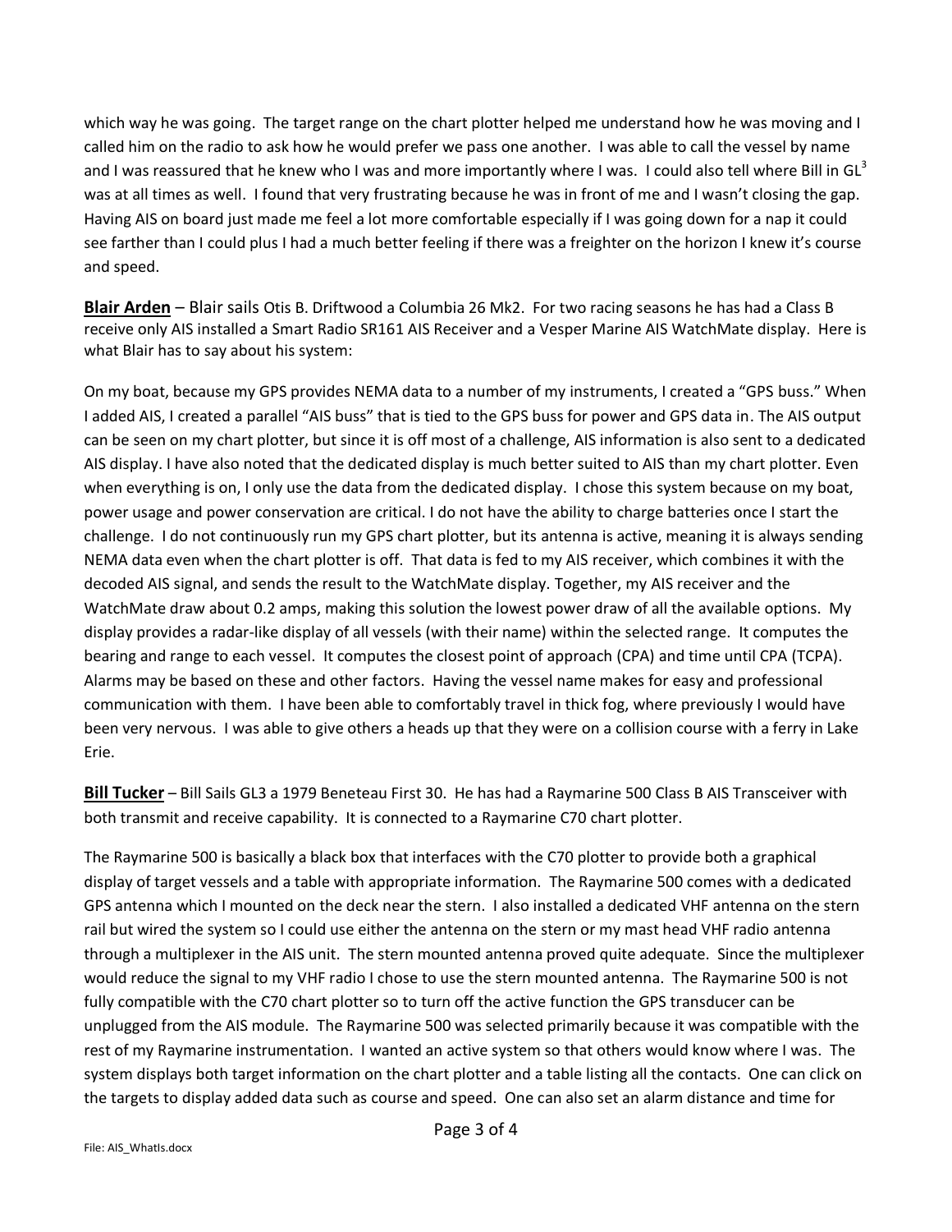which way he was going. The target range on the chart plotter helped me understand how he was moving and I called him on the radio to ask how he would prefer we pass one another. I was able to call the vessel by name and I was reassured that he knew who I was and more importantly where I was. I could also tell where Bill in $GL^3$ was at all times as well. I found that very frustrating because he was in front of me and I wasn't closing the gap. Having AIS on board just made me feel a lot more comfortable especially if I was going down for a nap it could see farther than I could plus I had a much better feeling if there was a freighter on the horizon I knew it's course and speed.

**Blair Arden** – Blair sails Otis B. Driftwood a Columbia 26 Mk2. For two racing seasons he has had a Class B receive only AIS installed a Smart Radio SR161 AIS Receiver and a Vesper Marine AIS WatchMate display. Here is what Blair has to say about his system:

On my boat, because my GPS provides NEMA data to a number of my instruments, I created a "GPS buss." When I added AIS, I created a parallel "AIS buss" that is tied to the GPS buss for power and GPS data in. The AIS output can be seen on my chart plotter, but since it is off most of a challenge, AIS information is also sent to a dedicated AIS display. I have also noted that the dedicated display is much better suited to AIS than my chart plotter. Even when everything is on, I only use the data from the dedicated display. I chose this system because on my boat, power usage and power conservation are critical. I do not have the ability to charge batteries once I start the challenge. I do not continuously run my GPS chart plotter, but its antenna is active, meaning it is always sending NEMA data even when the chart plotter is off. That data is fed to my AIS receiver, which combines it with the decoded AIS signal, and sends the result to the WatchMate display. Together, my AIS receiver and the WatchMate draw about 0.2 amps, making this solution the lowest power draw of all the available options. My display provides a radar-like display of all vessels (with their name) within the selected range. It computes the bearing and range to each vessel. It computes the closest point of approach (CPA) and time until CPA (TCPA). Alarms may be based on these and other factors. Having the vessel name makes for easy and professional communication with them. I have been able to comfortably travel in thick fog, where previously I would have been very nervous. I was able to give others a heads up that they were on a collision course with a ferry in Lake Erie.

**Bill Tucker** – Bill Sails GL3 a 1979 Beneteau First 30. He has had a Raymarine 500 Class B AIS Transceiver with both transmit and receive capability. It is connected to a Raymarine C70 chart plotter.

The Raymarine 500 is basically a black box that interfaces with the C70 plotter to provide both a graphical display of target vessels and a table with appropriate information. The Raymarine 500 comes with a dedicated GPS antenna which I mounted on the deck near the stern. I also installed a dedicated VHF antenna on the stern rail but wired the system so I could use either the antenna on the stern or my mast head VHF radio antenna through a multiplexer in the AIS unit. The stern mounted antenna proved quite adequate. Since the multiplexer would reduce the signal to my VHF radio I chose to use the stern mounted antenna. The Raymarine 500 is not fully compatible with the C70 chart plotter so to turn off the active function the GPS transducer can be unplugged from the AIS module. The Raymarine 500 was selected primarily because it was compatible with the rest of my Raymarine instrumentation. I wanted an active system so that others would know where I was. The system displays both target information on the chart plotter and a table listing all the contacts. One can click on the targets to display added data such as course and speed. One can also set an alarm distance and time for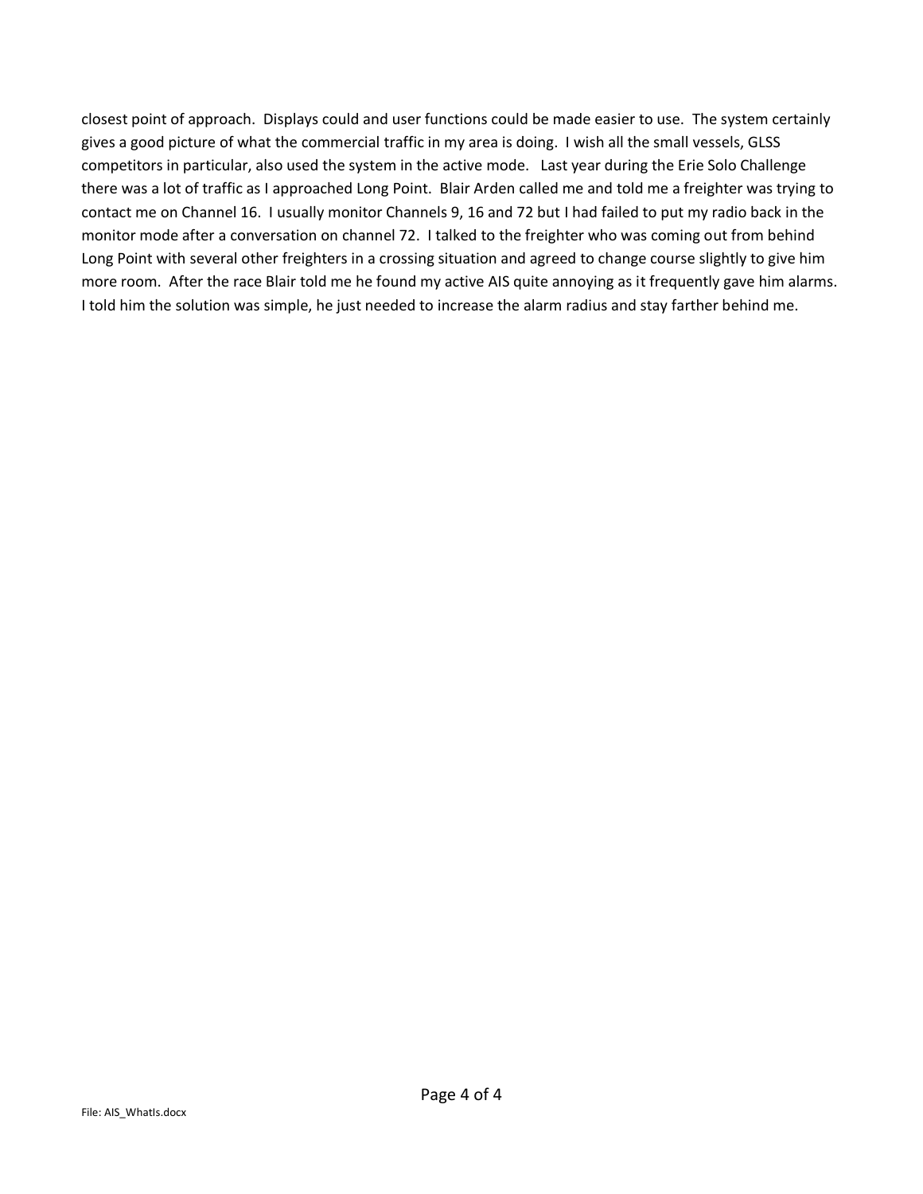closest point of approach. Displays could and user functions could be made easier to use. The system certainly gives a good picture of what the commercial traffic in my area is doing. I wish all the small vessels, GLSS competitors in particular, also used the system in the active mode. Last year during the Erie Solo Challenge there was a lot of traffic as I approached Long Point. Blair Arden called me and told me a freighter was trying to contact me on Channel 16. I usually monitor Channels 9, 16 and 72 but I had failed to put my radio back in the monitor mode after a conversation on channel 72. I talked to the freighter who was coming out from behind Long Point with several other freighters in a crossing situation and agreed to change course slightly to give him more room. After the race Blair told me he found my active AIS quite annoying as it frequently gave him alarms. I told him the solution was simple, he just needed to increase the alarm radius and stay farther behind me.